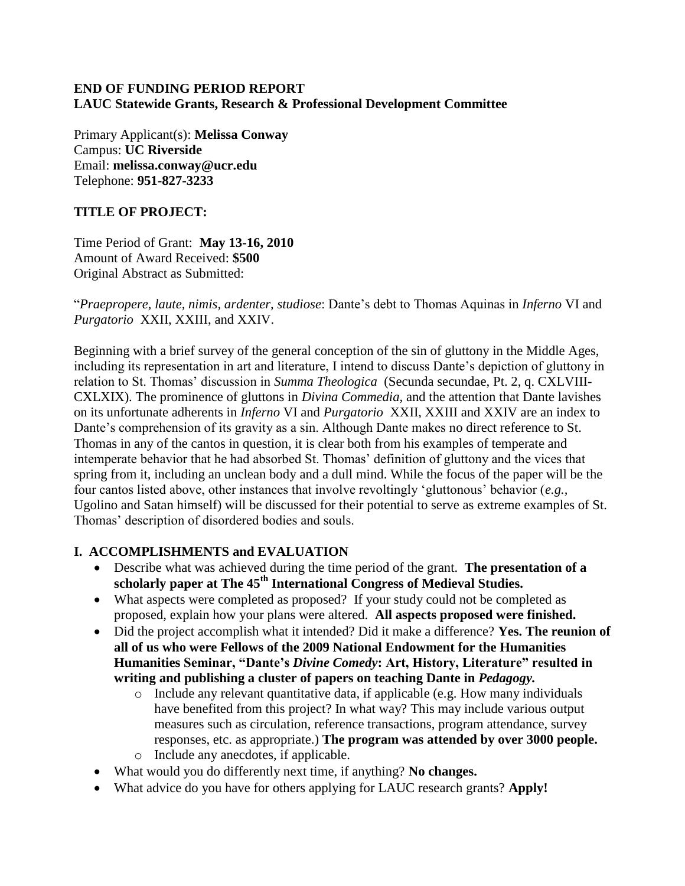**END OF FUNDING PERIOD REPORT**
**LAUC Statewide Grants, Research & Professional Development Committee**

Primary Applicant(s): **Melissa Conway**
Campus: **UC Riverside**
Email: **melissa.conway@ucr.edu**
Telephone: **951-827-3233**

**TITLE OF PROJECT:**

Time Period of Grant: **May 13-16, 2010**
Amount of Award Received: **$500**
Original Abstract as Submitted:

"*Praepropere, laute, nimis, ardenter, studiose*: Dante's debt to Thomas Aquinas in *Inferno* VI and *Purgatorio* XXII, XXIII, and XXIV.

Beginning with a brief survey of the general conception of the sin of gluttony in the Middle Ages, including its representation in art and literature, I intend to discuss Dante's depiction of gluttony in relation to St. Thomas' discussion in *Summa Theologica* (Secunda secundae, Pt. 2, q. CXLVIII-CXLXIX). The prominence of gluttons in *Divina Commedia,* and the attention that Dante lavishes on its unfortunate adherents in *Inferno* VI and *Purgatorio* XXII, XXIII and XXIV are an index to Dante's comprehension of its gravity as a sin. Although Dante makes no direct reference to St. Thomas in any of the cantos in question, it is clear both from his examples of temperate and intemperate behavior that he had absorbed St. Thomas' definition of gluttony and the vices that spring from it, including an unclean body and a dull mind. While the focus of the paper will be the four cantos listed above, other instances that involve revoltingly 'gluttonous' behavior (*e.g.,* Ugolino and Satan himself) will be discussed for their potential to serve as extreme examples of St. Thomas' description of disordered bodies and souls.

## I. ACCOMPLISHMENTS and EVALUATION

- Describe what was achieved during the time period of the grant. **The presentation of a scholarly paper at The 45th International Congress of Medieval Studies.**
- What aspects were completed as proposed? If your study could not be completed as proposed, explain how your plans were altered. **All aspects proposed were finished.**
- Did the project accomplish what it intended? Did it make a difference? **Yes. The reunion of all of us who were Fellows of the 2009 National Endowment for the Humanities Humanities Seminar, "Dante's *Divine Comedy*: Art, History, Literature" resulted in writing and publishing a cluster of papers on teaching Dante in *Pedagogy.***
  - Include any relevant quantitative data, if applicable (e.g. How many individuals have benefited from this project? In what way? This may include various output measures such as circulation, reference transactions, program attendance, survey responses, etc. as appropriate.) **The program was attended by over 3000 people.**
  - Include any anecdotes, if applicable.
- What would you do differently next time, if anything? **No changes.**
- What advice do you have for others applying for LAUC research grants? **Apply!**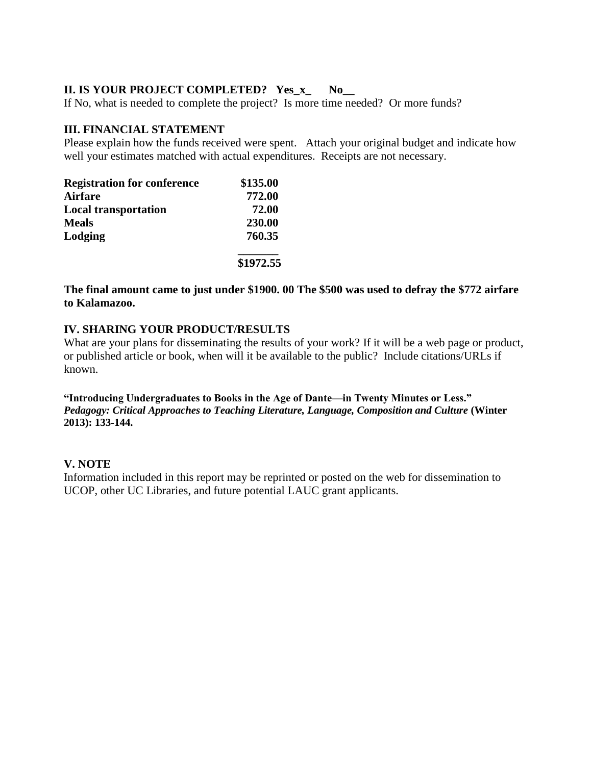**II. IS YOUR PROJECT COMPLETED? Yes_x_ No__**

If No, what is needed to complete the project? Is more time needed? Or more funds?

**III. FINANCIAL STATEMENT**

Please explain how the funds received were spent. Attach your original budget and indicate how well your estimates matched with actual expenditures. Receipts are not necessary.

| | |
|---|---|
| **Registration for conference** | **$135.00** |
| **Airfare** | **772.00** |
| **Local transportation** | **72.00** |
| **Meals** | **230.00** |
| **Lodging** | **760.35** |
| | **$1972.55** |

**The final amount came to just under $1900. 00 The $500 was used to defray the $772 airfare to Kalamazoo.**

**IV. SHARING YOUR PRODUCT/RESULTS**

What are your plans for disseminating the results of your work? If it will be a web page or product, or published article or book, when will it be available to the public? Include citations/URLs if known.

**"Introducing Undergraduates to Books in the Age of Dante—in Twenty Minutes or Less."** ***Pedagogy: Critical Approaches to Teaching Literature, Language, Composition and Culture*** **(Winter 2013): 133-144.**

**V. NOTE**

Information included in this report may be reprinted or posted on the web for dissemination to UCOP, other UC Libraries, and future potential LAUC grant applicants.